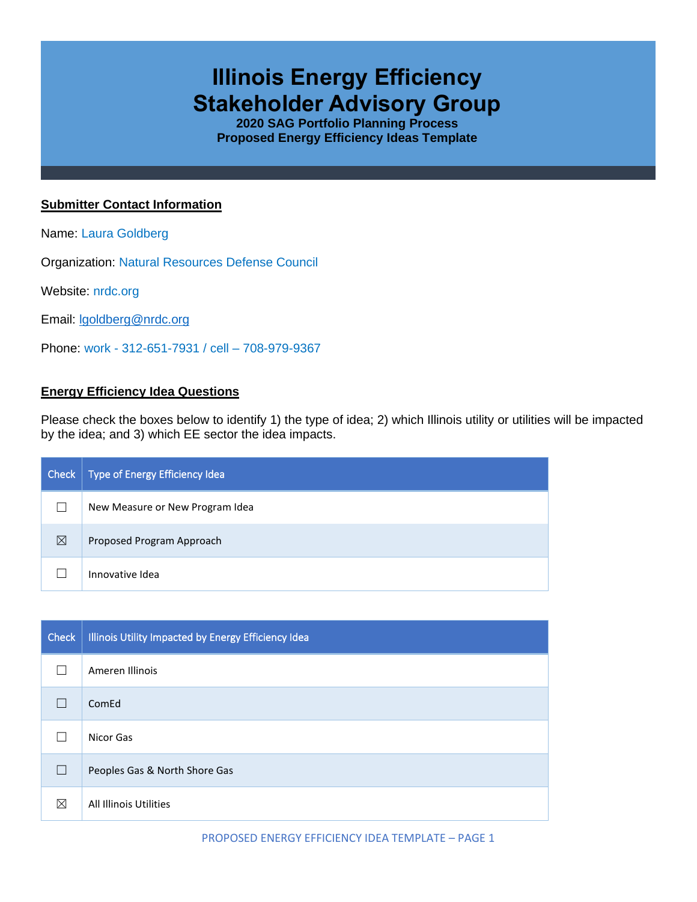# Illinois Energy Efficiency Stakeholder Advisory Group

**2020 SAG Portfolio Planning Process**
**Proposed Energy Efficiency Ideas Template**

## Submitter Contact Information

Name: Laura Goldberg

Organization: Natural Resources Defense Council

Website: nrdc.org

Email: lgoldberg@nrdc.org

Phone: work - 312-651-7931 / cell – 708-979-9367

## Energy Efficiency Idea Questions

Please check the boxes below to identify 1) the type of idea; 2) which Illinois utility or utilities will be impacted by the idea; and 3) which EE sector the idea impacts.

| Check | Type of Energy Efficiency Idea |
| --- | --- |
| ☐ | New Measure or New Program Idea |
| ☒ | Proposed Program Approach |
| ☐ | Innovative Idea |

| Check | Illinois Utility Impacted by Energy Efficiency Idea |
| --- | --- |
| ☐ | Ameren Illinois |
| ☐ | ComEd |
| ☐ | Nicor Gas |
| ☐ | Peoples Gas & North Shore Gas |
| ☒ | All Illinois Utilities |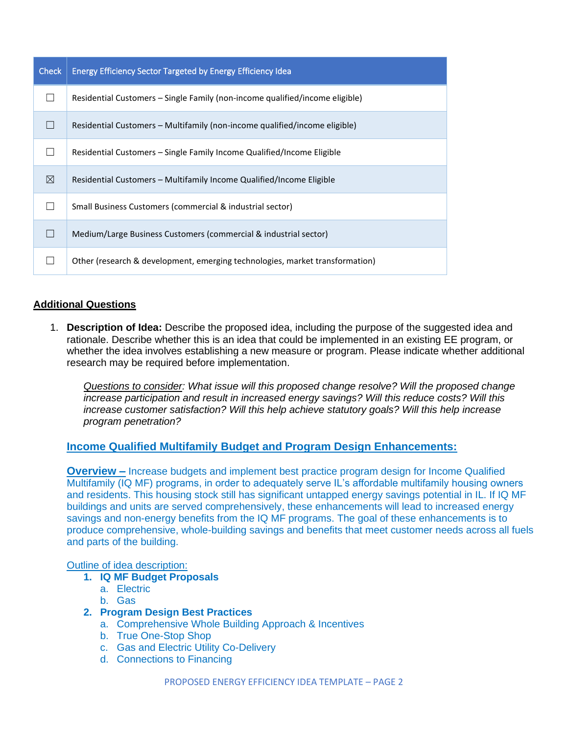| Check | Energy Efficiency Sector Targeted by Energy Efficiency Idea |
|---|---|
| ☐ | Residential Customers – Single Family (non-income qualified/income eligible) |
| ☐ | Residential Customers – Multifamily (non-income qualified/income eligible) |
| ☐ | Residential Customers – Single Family Income Qualified/Income Eligible |
| ☒ | Residential Customers – Multifamily Income Qualified/Income Eligible |
| ☐ | Small Business Customers (commercial & industrial sector) |
| ☐ | Medium/Large Business Customers (commercial & industrial sector) |
| ☐ | Other (research & development, emerging technologies, market transformation) |

## Additional Questions

1. **Description of Idea:** Describe the proposed idea, including the purpose of the suggested idea and rationale. Describe whether this is an idea that could be implemented in an existing EE program, or whether the idea involves establishing a new measure or program. Please indicate whether additional research may be required before implementation.

   *Questions to consider: What issue will this proposed change resolve? Will the proposed change increase participation and result in increased energy savings? Will this reduce costs? Will this increase customer satisfaction? Will this help achieve statutory goals? Will this help increase program penetration?*

   **Income Qualified Multifamily Budget and Program Design Enhancements:**

   **Overview –** Increase budgets and implement best practice program design for Income Qualified Multifamily (IQ MF) programs, in order to adequately serve IL's affordable multifamily housing owners and residents. This housing stock still has significant untapped energy savings potential in IL. If IQ MF buildings and units are served comprehensively, these enhancements will lead to increased energy savings and non-energy benefits from the IQ MF programs. The goal of these enhancements is to produce comprehensive, whole-building savings and benefits that meet customer needs across all fuels and parts of the building.

   Outline of idea description:

   1. **IQ MF Budget Proposals**
      a. Electric
      b. Gas
   2. **Program Design Best Practices**
      a. Comprehensive Whole Building Approach & Incentives
      b. True One-Stop Shop
      c. Gas and Electric Utility Co-Delivery
      d. Connections to Financing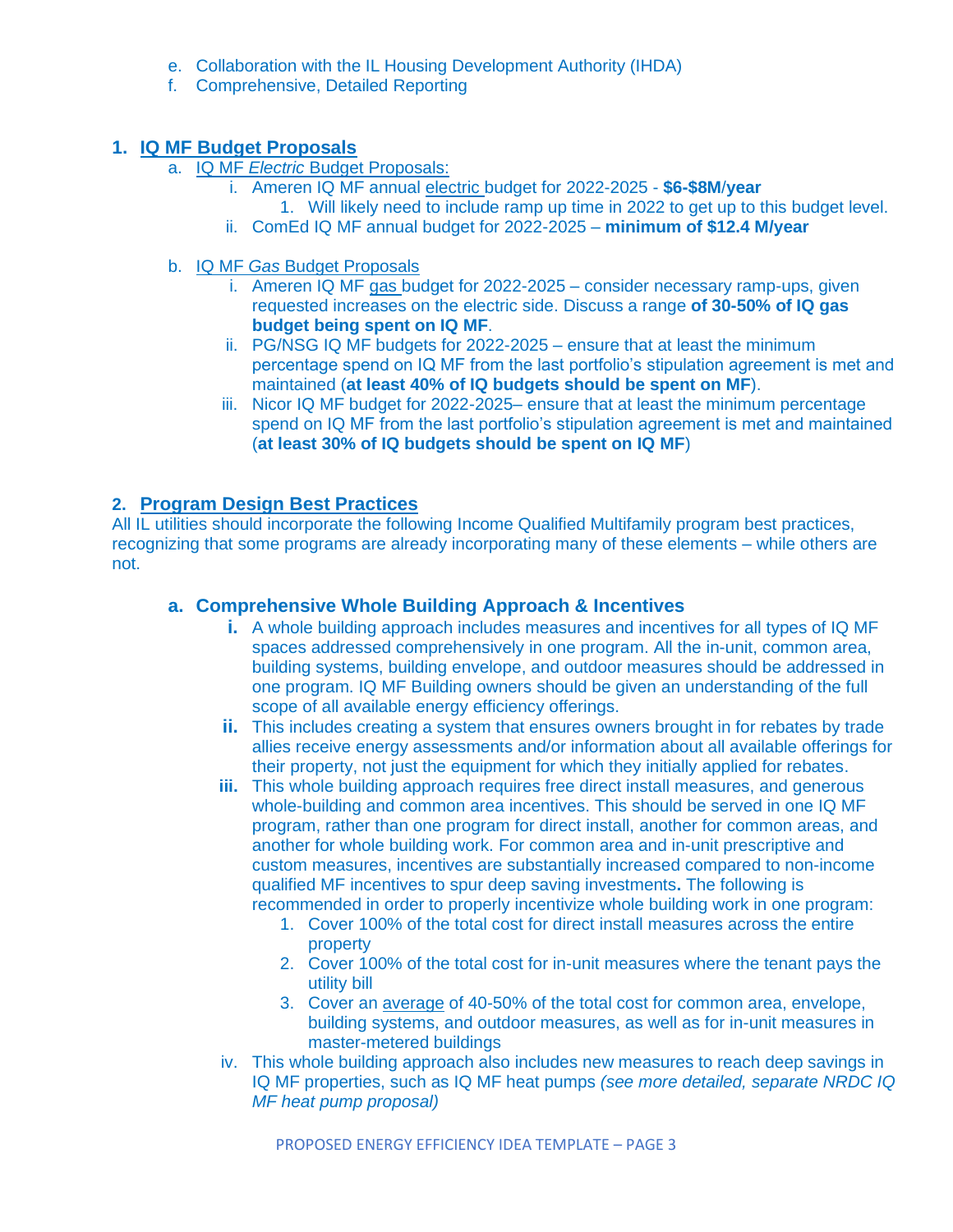e. Collaboration with the IL Housing Development Authority (IHDA)
f. Comprehensive, Detailed Reporting

## 1. IQ MF Budget Proposals

a. IQ MF *Electric* Budget Proposals:
   i. Ameren IQ MF annual electric budget for 2022-2025 - **$6-$8M/year**
      1. Will likely need to include ramp up time in 2022 to get up to this budget level.
   ii. ComEd IQ MF annual budget for 2022-2025 – **minimum of $12.4 M/year**

b. IQ MF *Gas* Budget Proposals
   i. Ameren IQ MF gas budget for 2022-2025 – consider necessary ramp-ups, given requested increases on the electric side. Discuss a range **of 30-50% of IQ gas budget being spent on IQ MF**.
   ii. PG/NSG IQ MF budgets for 2022-2025 – ensure that at least the minimum percentage spend on IQ MF from the last portfolio's stipulation agreement is met and maintained (**at least 40% of IQ budgets should be spent on MF**).
   iii. Nicor IQ MF budget for 2022-2025– ensure that at least the minimum percentage spend on IQ MF from the last portfolio's stipulation agreement is met and maintained (**at least 30% of IQ budgets should be spent on IQ MF**)

## 2. Program Design Best Practices

All IL utilities should incorporate the following Income Qualified Multifamily program best practices, recognizing that some programs are already incorporating many of these elements – while others are not.

### a. Comprehensive Whole Building Approach & Incentives

**i.** A whole building approach includes measures and incentives for all types of IQ MF spaces addressed comprehensively in one program. All the in-unit, common area, building systems, building envelope, and outdoor measures should be addressed in one program. IQ MF Building owners should be given an understanding of the full scope of all available energy efficiency offerings.

**ii.** This includes creating a system that ensures owners brought in for rebates by trade allies receive energy assessments and/or information about all available offerings for their property, not just the equipment for which they initially applied for rebates.

**iii.** This whole building approach requires free direct install measures, and generous whole-building and common area incentives. This should be served in one IQ MF program, rather than one program for direct install, another for common areas, and another for whole building work. For common area and in-unit prescriptive and custom measures, incentives are substantially increased compared to non-income qualified MF incentives to spur deep saving investments**.** The following is recommended in order to properly incentivize whole building work in one program:

1. Cover 100% of the total cost for direct install measures across the entire property
2. Cover 100% of the total cost for in-unit measures where the tenant pays the utility bill
3. Cover an average of 40-50% of the total cost for common area, envelope, building systems, and outdoor measures, as well as for in-unit measures in master-metered buildings

iv. This whole building approach also includes new measures to reach deep savings in IQ MF properties, such as IQ MF heat pumps *(see more detailed, separate NRDC IQ MF heat pump proposal)*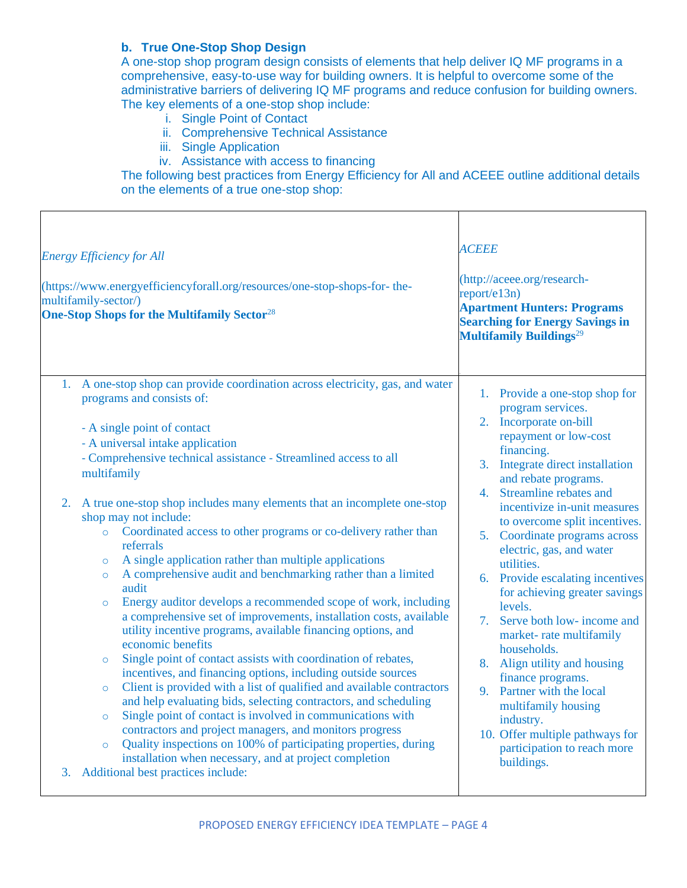### b. True One-Stop Shop Design

A one-stop shop program design consists of elements that help deliver IQ MF programs in a comprehensive, easy-to-use way for building owners. It is helpful to overcome some of the administrative barriers of delivering IQ MF programs and reduce confusion for building owners. The key elements of a one-stop shop include:

i. Single Point of Contact
ii. Comprehensive Technical Assistance
iii. Single Application
iv. Assistance with access to financing

The following best practices from Energy Efficiency for All and ACEEE outline additional details on the elements of a true one-stop shop:

| *Energy Efficiency for All*<br><br>(https://www.energyefficiencyforall.org/resources/one-stop-shops-for- the-multifamily-sector/)<br>**One-Stop Shops for the Multifamily Sector**[28] | *ACEEE*<br><br>(http://aceee.org/research-report/e13n)<br>**Apartment Hunters: Programs Searching for Energy Savings in Multifamily Buildings**[29] |
|---|---|
| 1. A one-stop shop can provide coordination across electricity, gas, and water programs and consists of:<br><br>- A single point of contact<br>- A universal intake application<br>- Comprehensive technical assistance - Streamlined access to all multifamily<br><br>2. A true one-stop shop includes many elements that an incomplete one-stop shop may not include:<br>○ Coordinated access to other programs or co-delivery rather than referrals<br>○ A single application rather than multiple applications<br>○ A comprehensive audit and benchmarking rather than a limited audit<br>○ Energy auditor develops a recommended scope of work, including a comprehensive set of improvements, installation costs, available utility incentive programs, available financing options, and economic benefits<br>○ Single point of contact assists with coordination of rebates, incentives, and financing options, including outside sources<br>○ Client is provided with a list of qualified and available contractors and help evaluating bids, selecting contractors, and scheduling<br>○ Single point of contact is involved in communications with contractors and project managers, and monitors progress<br>○ Quality inspections on 100% of participating properties, during installation when necessary, and at project completion<br>3. Additional best practices include: | 1. Provide a one-stop shop for program services.<br>2. Incorporate on-bill repayment or low-cost financing.<br>3. Integrate direct installation and rebate programs.<br>4. Streamline rebates and incentivize in-unit measures to overcome split incentives.<br>5. Coordinate programs across electric, gas, and water utilities.<br>6. Provide escalating incentives for achieving greater savings levels.<br>7. Serve both low- income and market- rate multifamily households.<br>8. Align utility and housing finance programs.<br>9. Partner with the local multifamily housing industry.<br>10. Offer multiple pathways for participation to reach more buildings. |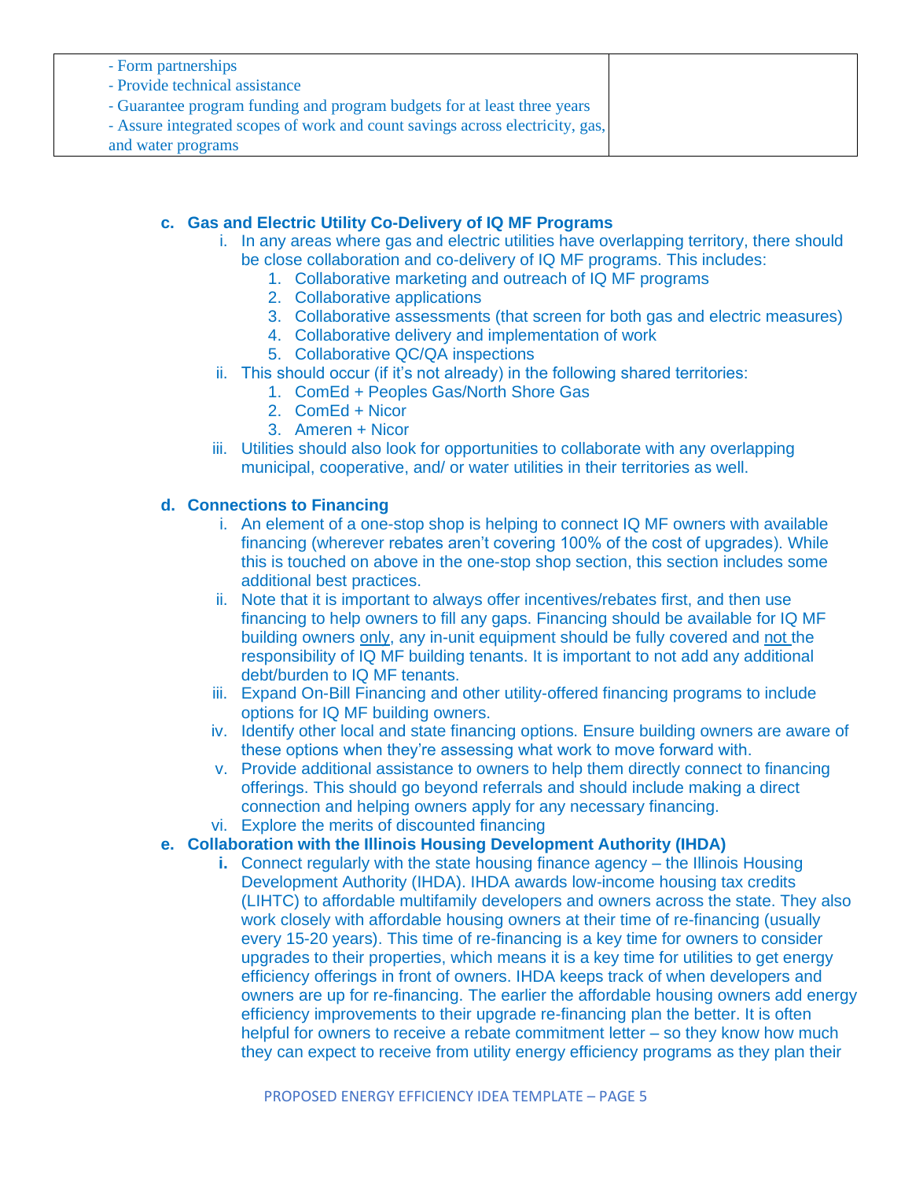| - Form partnerships<br>- Provide technical assistance<br>- Guarantee program funding and program budgets for at least three years<br>- Assure integrated scopes of work and count savings across electricity, gas, and water programs | |
|---|---|

**c. Gas and Electric Utility Co-Delivery of IQ MF Programs**

i. In any areas where gas and electric utilities have overlapping territory, there should be close collaboration and co-delivery of IQ MF programs. This includes:

1. Collaborative marketing and outreach of IQ MF programs
2. Collaborative applications
3. Collaborative assessments (that screen for both gas and electric measures)
4. Collaborative delivery and implementation of work
5. Collaborative QC/QA inspections

ii. This should occur (if it's not already) in the following shared territories:

1. ComEd + Peoples Gas/North Shore Gas
2. ComEd + Nicor
3. Ameren + Nicor

iii. Utilities should also look for opportunities to collaborate with any overlapping municipal, cooperative, and/ or water utilities in their territories as well.

**d. Connections to Financing**

i. An element of a one-stop shop is helping to connect IQ MF owners with available financing (wherever rebates aren't covering 100% of the cost of upgrades). While this is touched on above in the one-stop shop section, this section includes some additional best practices.

ii. Note that it is important to always offer incentives/rebates first, and then use financing to help owners to fill any gaps. Financing should be available for IQ MF building owners only, any in-unit equipment should be fully covered and not the responsibility of IQ MF building tenants. It is important to not add any additional debt/burden to IQ MF tenants.

iii. Expand On-Bill Financing and other utility-offered financing programs to include options for IQ MF building owners.

iv. Identify other local and state financing options. Ensure building owners are aware of these options when they're assessing what work to move forward with.

v. Provide additional assistance to owners to help them directly connect to financing offerings. This should go beyond referrals and should include making a direct connection and helping owners apply for any necessary financing.

vi. Explore the merits of discounted financing

**e. Collaboration with the Illinois Housing Development Authority (IHDA)**

**i.** Connect regularly with the state housing finance agency – the Illinois Housing Development Authority (IHDA). IHDA awards low-income housing tax credits (LIHTC) to affordable multifamily developers and owners across the state. They also work closely with affordable housing owners at their time of re-financing (usually every 15-20 years). This time of re-financing is a key time for owners to consider upgrades to their properties, which means it is a key time for utilities to get energy efficiency offerings in front of owners. IHDA keeps track of when developers and owners are up for re-financing. The earlier the affordable housing owners add energy efficiency improvements to their upgrade re-financing plan the better. It is often helpful for owners to receive a rebate commitment letter – so they know how much they can expect to receive from utility energy efficiency programs as they plan their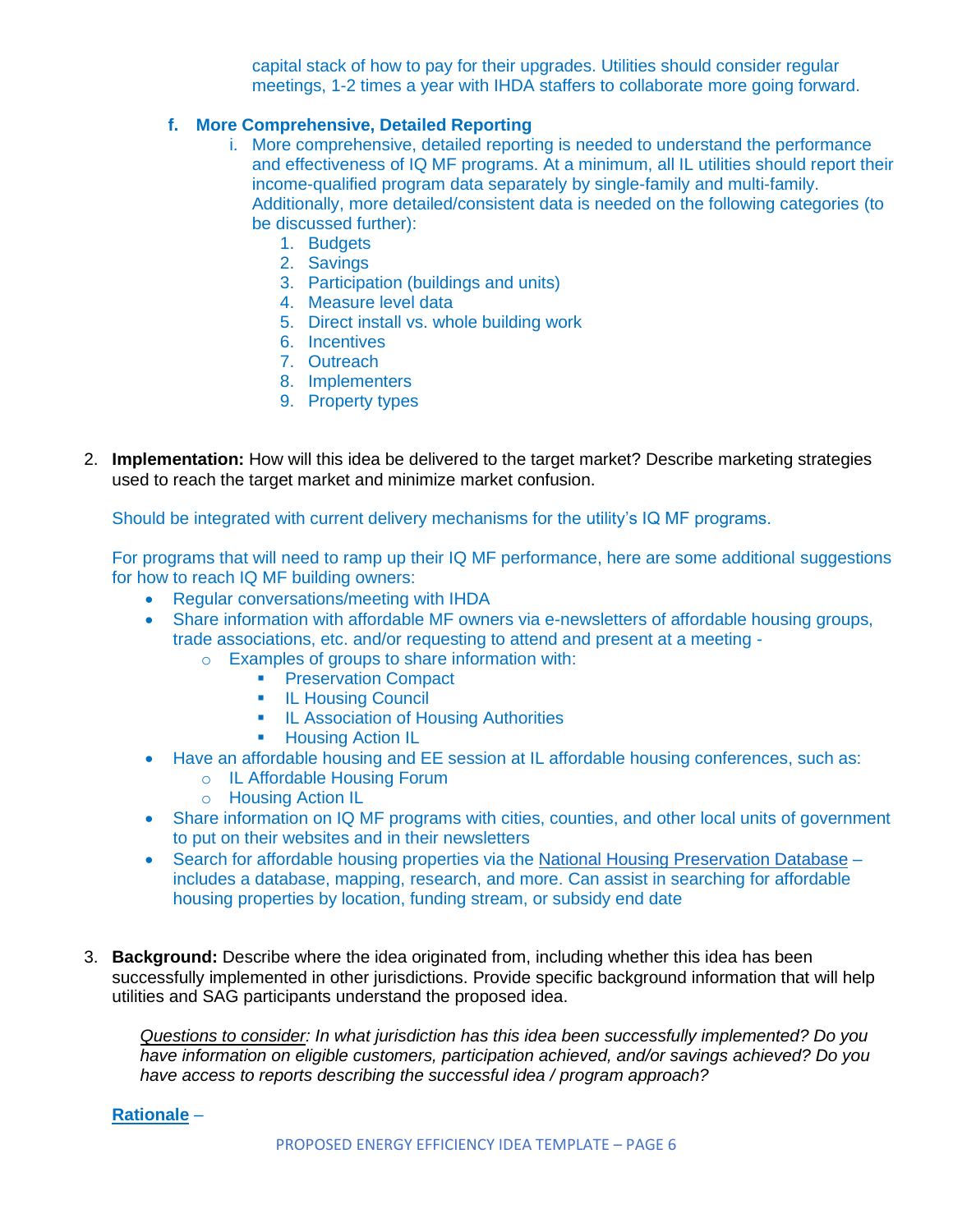capital stack of how to pay for their upgrades. Utilities should consider regular meetings, 1-2 times a year with IHDA staffers to collaborate more going forward.

**f. More Comprehensive, Detailed Reporting**

i. More comprehensive, detailed reporting is needed to understand the performance and effectiveness of IQ MF programs. At a minimum, all IL utilities should report their income-qualified program data separately by single-family and multi-family. Additionally, more detailed/consistent data is needed on the following categories (to be discussed further):

1. Budgets
2. Savings
3. Participation (buildings and units)
4. Measure level data
5. Direct install vs. whole building work
6. Incentives
7. Outreach
8. Implementers
9. Property types

2. **Implementation:** How will this idea be delivered to the target market? Describe marketing strategies used to reach the target market and minimize market confusion.

Should be integrated with current delivery mechanisms for the utility's IQ MF programs.

For programs that will need to ramp up their IQ MF performance, here are some additional suggestions for how to reach IQ MF building owners:

- Regular conversations/meeting with IHDA
- Share information with affordable MF owners via e-newsletters of affordable housing groups, trade associations, etc. and/or requesting to attend and present at a meeting -
  - Examples of groups to share information with:
    - Preservation Compact
    - IL Housing Council
    - IL Association of Housing Authorities
    - Housing Action IL
- Have an affordable housing and EE session at IL affordable housing conferences, such as:
  - IL Affordable Housing Forum
  - Housing Action IL
- Share information on IQ MF programs with cities, counties, and other local units of government to put on their websites and in their newsletters
- Search for affordable housing properties via the National Housing Preservation Database – includes a database, mapping, research, and more. Can assist in searching for affordable housing properties by location, funding stream, or subsidy end date

3. **Background:** Describe where the idea originated from, including whether this idea has been successfully implemented in other jurisdictions. Provide specific background information that will help utilities and SAG participants understand the proposed idea.

*Questions to consider: In what jurisdiction has this idea been successfully implemented? Do you have information on eligible customers, participation achieved, and/or savings achieved? Do you have access to reports describing the successful idea / program approach?*

**Rationale** –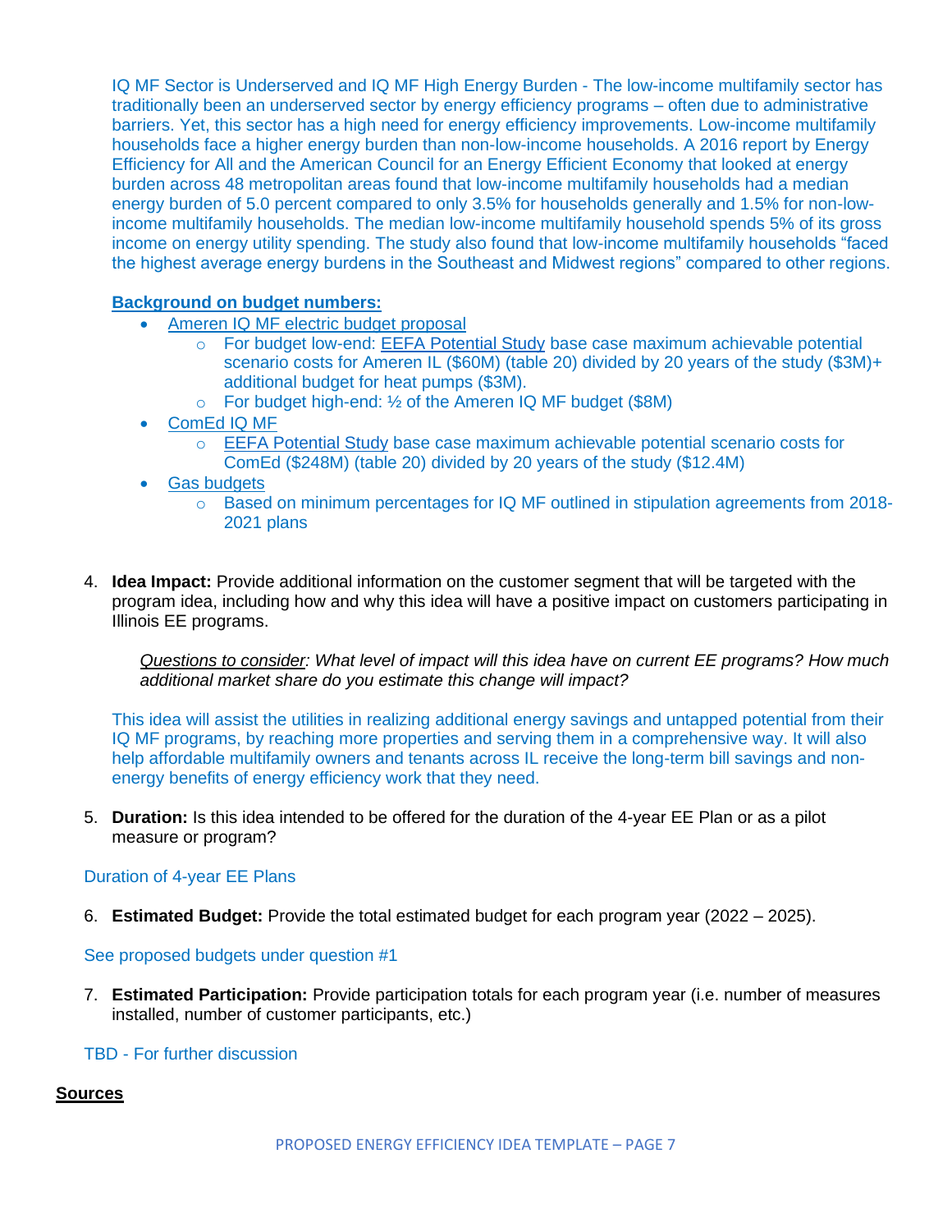IQ MF Sector is Underserved and IQ MF High Energy Burden - The low-income multifamily sector has traditionally been an underserved sector by energy efficiency programs – often due to administrative barriers. Yet, this sector has a high need for energy efficiency improvements. Low-income multifamily households face a higher energy burden than non-low-income households. A 2016 report by Energy Efficiency for All and the American Council for an Energy Efficient Economy that looked at energy burden across 48 metropolitan areas found that low-income multifamily households had a median energy burden of 5.0 percent compared to only 3.5% for households generally and 1.5% for non-low-income multifamily households. The median low-income multifamily household spends 5% of its gross income on energy utility spending. The study also found that low-income multifamily households "faced the highest average energy burdens in the Southeast and Midwest regions" compared to other regions.

**Background on budget numbers:**

- Ameren IQ MF electric budget proposal
  - For budget low-end: EEFA Potential Study base case maximum achievable potential scenario costs for Ameren IL ($60M) (table 20) divided by 20 years of the study ($3M)+ additional budget for heat pumps ($3M).
  - For budget high-end: ½ of the Ameren IQ MF budget ($8M)
- ComEd IQ MF
  - EEFA Potential Study base case maximum achievable potential scenario costs for ComEd ($248M) (table 20) divided by 20 years of the study ($12.4M)
- Gas budgets
  - Based on minimum percentages for IQ MF outlined in stipulation agreements from 2018-2021 plans

4. **Idea Impact:** Provide additional information on the customer segment that will be targeted with the program idea, including how and why this idea will have a positive impact on customers participating in Illinois EE programs.

   *Questions to consider: What level of impact will this idea have on current EE programs? How much additional market share do you estimate this change will impact?*

   This idea will assist the utilities in realizing additional energy savings and untapped potential from their IQ MF programs, by reaching more properties and serving them in a comprehensive way. It will also help affordable multifamily owners and tenants across IL receive the long-term bill savings and non-energy benefits of energy efficiency work that they need.

5. **Duration:** Is this idea intended to be offered for the duration of the 4-year EE Plan or as a pilot measure or program?

Duration of 4-year EE Plans

6. **Estimated Budget:** Provide the total estimated budget for each program year (2022 – 2025).

See proposed budgets under question #1

7. **Estimated Participation:** Provide participation totals for each program year (i.e. number of measures installed, number of customer participants, etc.)

TBD - For further discussion

**Sources**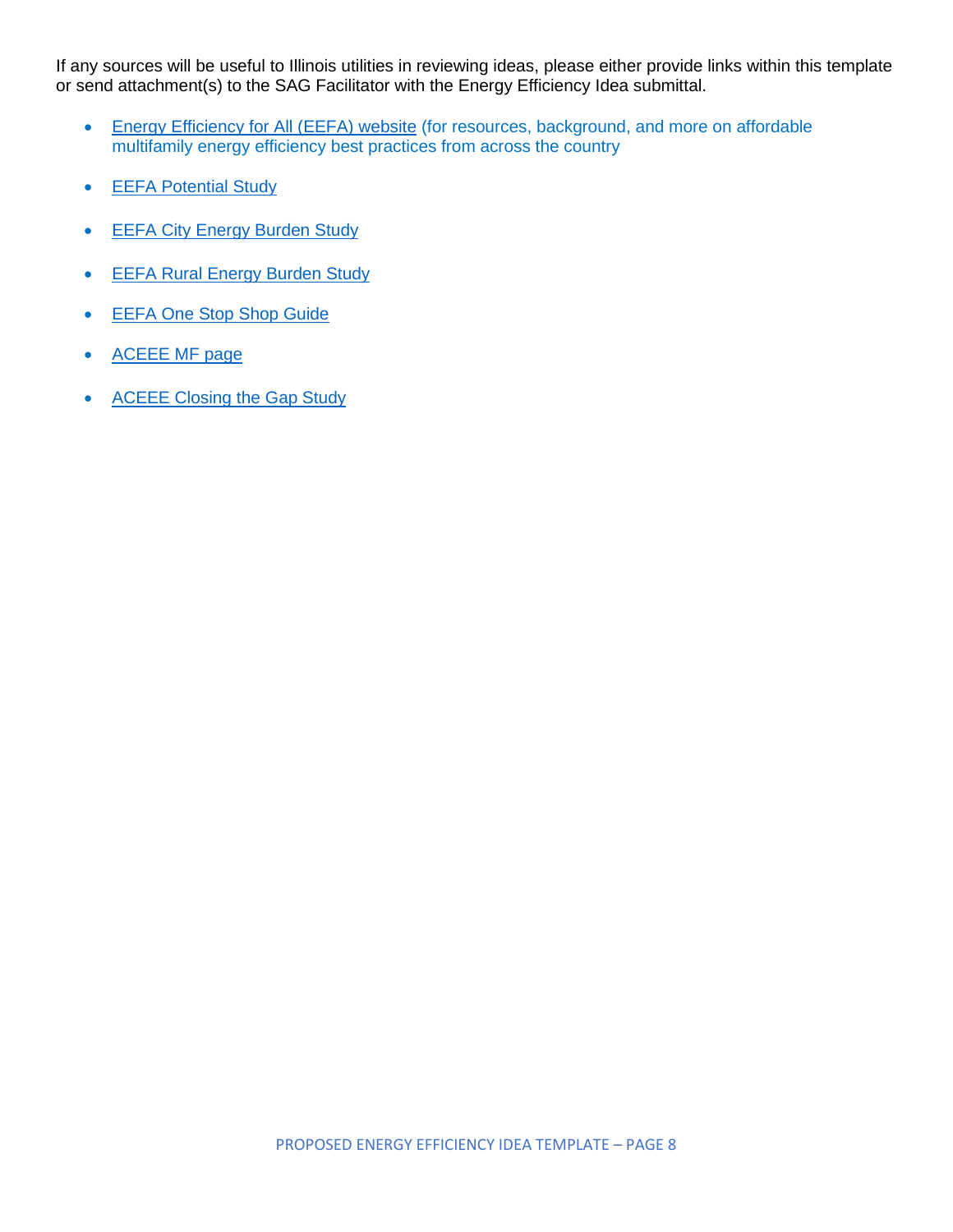If any sources will be useful to Illinois utilities in reviewing ideas, please either provide links within this template or send attachment(s) to the SAG Facilitator with the Energy Efficiency Idea submittal.

- Energy Efficiency for All (EEFA) website (for resources, background, and more on affordable multifamily energy efficiency best practices from across the country
- EEFA Potential Study
- EEFA City Energy Burden Study
- EEFA Rural Energy Burden Study
- EEFA One Stop Shop Guide
- ACEEE MF page
- ACEEE Closing the Gap Study